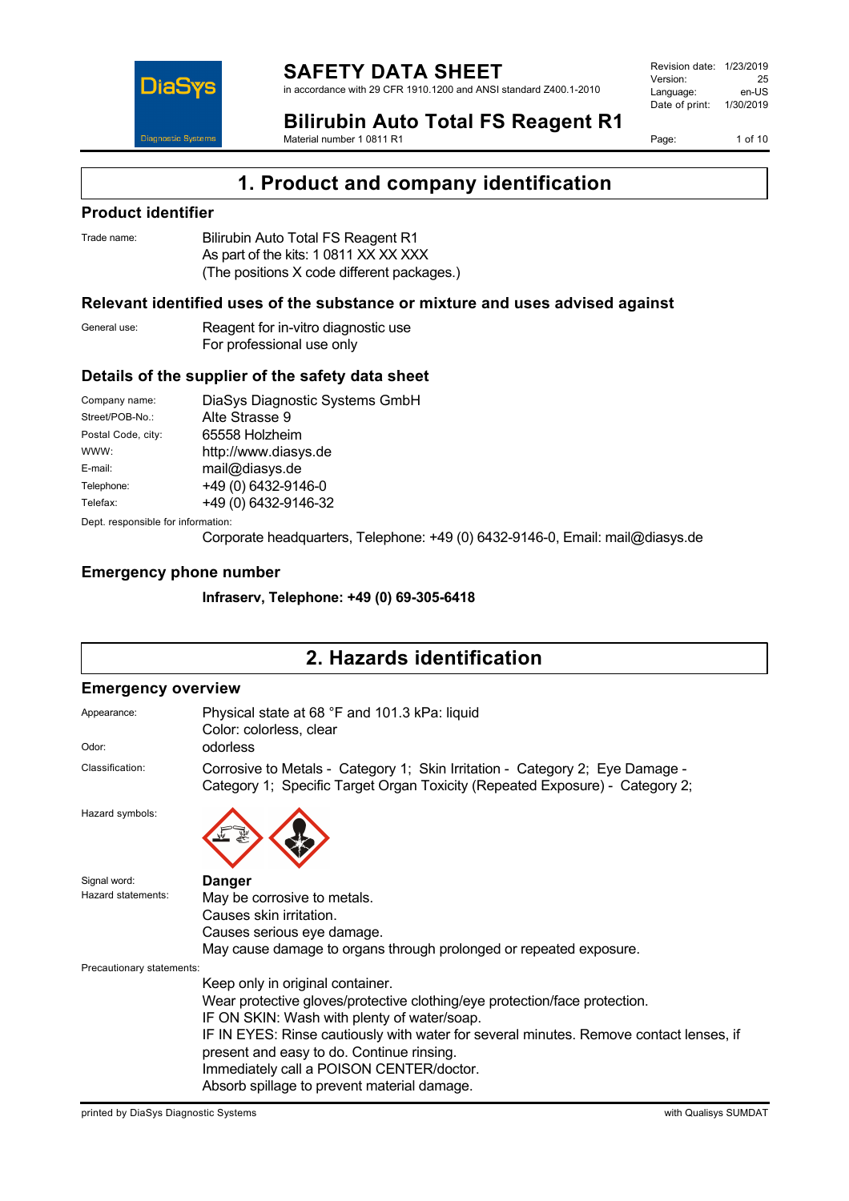# SAFETY DATA SHEET

in accordance with 29 CFR 1910.1200 and ANSI standard Z400.1-2010

**Bilirubin Auto Total FS Reagent R1**

Material number 1 0811 R1

Revision date: 1/23/2019
Version: 25
Language: en-US
Date of print: 1/30/2019

## 1. Product and company identification

### Product identifier

Trade name: Bilirubin Auto Total FS Reagent R1
As part of the kits: 1 0811 XX XX XXX
(The positions X code different packages.)

### Relevant identified uses of the substance or mixture and uses advised against

General use: Reagent for in-vitro diagnostic use
For professional use only

### Details of the supplier of the safety data sheet

| | |
|---|---|
| Company name: | DiaSys Diagnostic Systems GmbH |
| Street/POB-No.: | Alte Strasse 9 |
| Postal Code, city: | 65558 Holzheim |
| WWW: | http://www.diasys.de |
| E-mail: | mail@diasys.de |
| Telephone: | +49 (0) 6432-9146-0 |
| Telefax: | +49 (0) 6432-9146-32 |

Dept. responsible for information:
Corporate headquarters, Telephone: +49 (0) 6432-9146-0, Email: mail@diasys.de

### Emergency phone number

**Infraserv, Telephone: +49 (0) 69-305-6418**

## 2. Hazards identification

### Emergency overview

Appearance: Physical state at 68 °F and 101.3 kPa: liquid
Color: colorless, clear

Odor: odorless

Classification: Corrosive to Metals - Category 1; Skin Irritation - Category 2; Eye Damage - Category 1; Specific Target Organ Toxicity (Repeated Exposure) - Category 2;

Hazard symbols:

Signal word: **Danger**

Hazard statements:
May be corrosive to metals.
Causes skin irritation.
Causes serious eye damage.
May cause damage to organs through prolonged or repeated exposure.

Precautionary statements:
Keep only in original container.
Wear protective gloves/protective clothing/eye protection/face protection.
IF ON SKIN: Wash with plenty of water/soap.
IF IN EYES: Rinse cautiously with water for several minutes. Remove contact lenses, if present and easy to do. Continue rinsing.
Immediately call a POISON CENTER/doctor.
Absorb spillage to prevent material damage.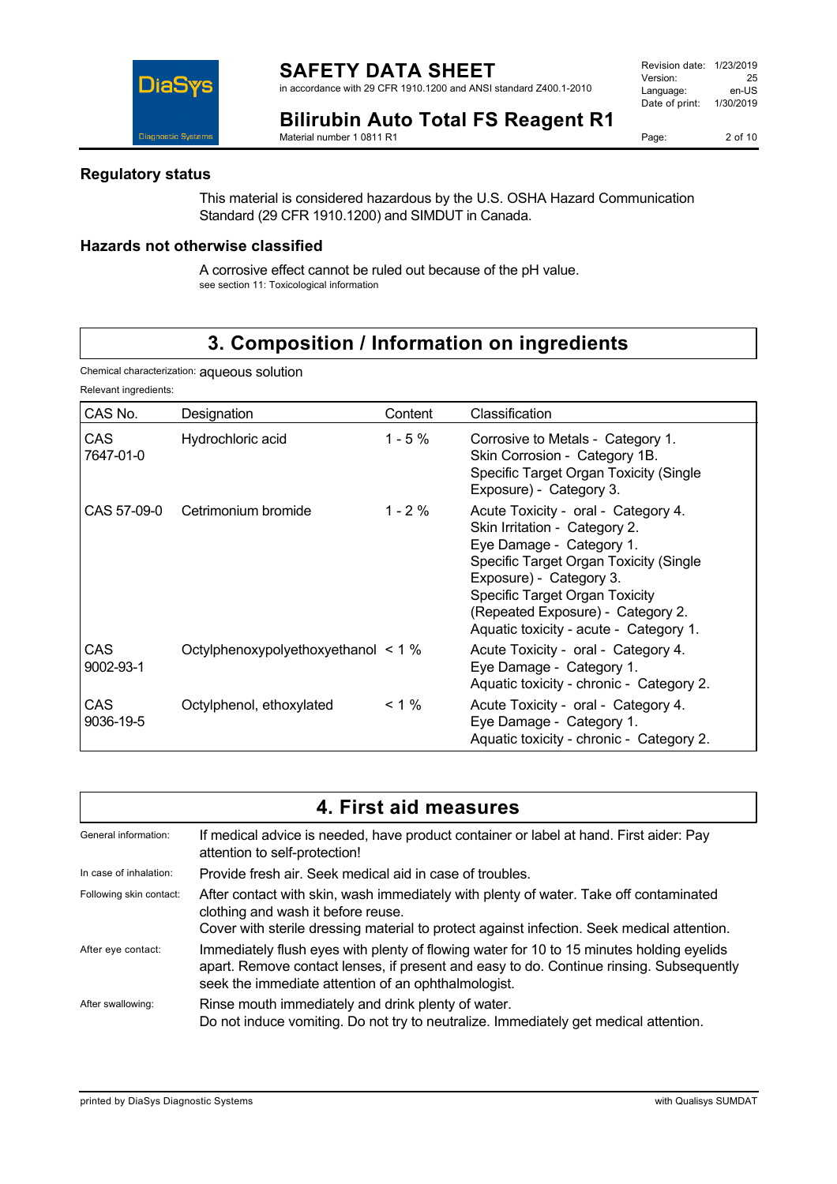### Regulatory status

This material is considered hazardous by the U.S. OSHA Hazard Communication Standard (29 CFR 1910.1200) and SIMDUT in Canada.

### Hazards not otherwise classified

A corrosive effect cannot be ruled out because of the pH value.
see section 11: Toxicological information

## 3. Composition / Information on ingredients

Chemical characterization: aqueous solution

Relevant ingredients:

| CAS No. | Designation | Content | Classification |
|---|---|---|---|
| CAS 7647-01-0 | Hydrochloric acid | 1 - 5 % | Corrosive to Metals - Category 1.<br>Skin Corrosion - Category 1B.<br>Specific Target Organ Toxicity (Single Exposure) - Category 3. |
| CAS 57-09-0 | Cetrimonium bromide | 1 - 2 % | Acute Toxicity - oral - Category 4.<br>Skin Irritation - Category 2.<br>Eye Damage - Category 1.<br>Specific Target Organ Toxicity (Single Exposure) - Category 3.<br>Specific Target Organ Toxicity (Repeated Exposure) - Category 2.<br>Aquatic toxicity - acute - Category 1. |
| CAS 9002-93-1 | Octylphenoxypolyethoxyethanol | < 1 % | Acute Toxicity - oral - Category 4.<br>Eye Damage - Category 1.<br>Aquatic toxicity - chronic - Category 2. |
| CAS 9036-19-5 | Octylphenol, ethoxylated | < 1 % | Acute Toxicity - oral - Category 4.<br>Eye Damage - Category 1.<br>Aquatic toxicity - chronic - Category 2. |

## 4. First aid measures

General information: If medical advice is needed, have product container or label at hand. First aider: Pay attention to self-protection!

In case of inhalation: Provide fresh air. Seek medical aid in case of troubles.

Following skin contact: After contact with skin, wash immediately with plenty of water. Take off contaminated clothing and wash it before reuse.
Cover with sterile dressing material to protect against infection. Seek medical attention.

After eye contact: Immediately flush eyes with plenty of flowing water for 10 to 15 minutes holding eyelids apart. Remove contact lenses, if present and easy to do. Continue rinsing. Subsequently seek the immediate attention of an ophthalmologist.

After swallowing: Rinse mouth immediately and drink plenty of water.
Do not induce vomiting. Do not try to neutralize. Immediately get medical attention.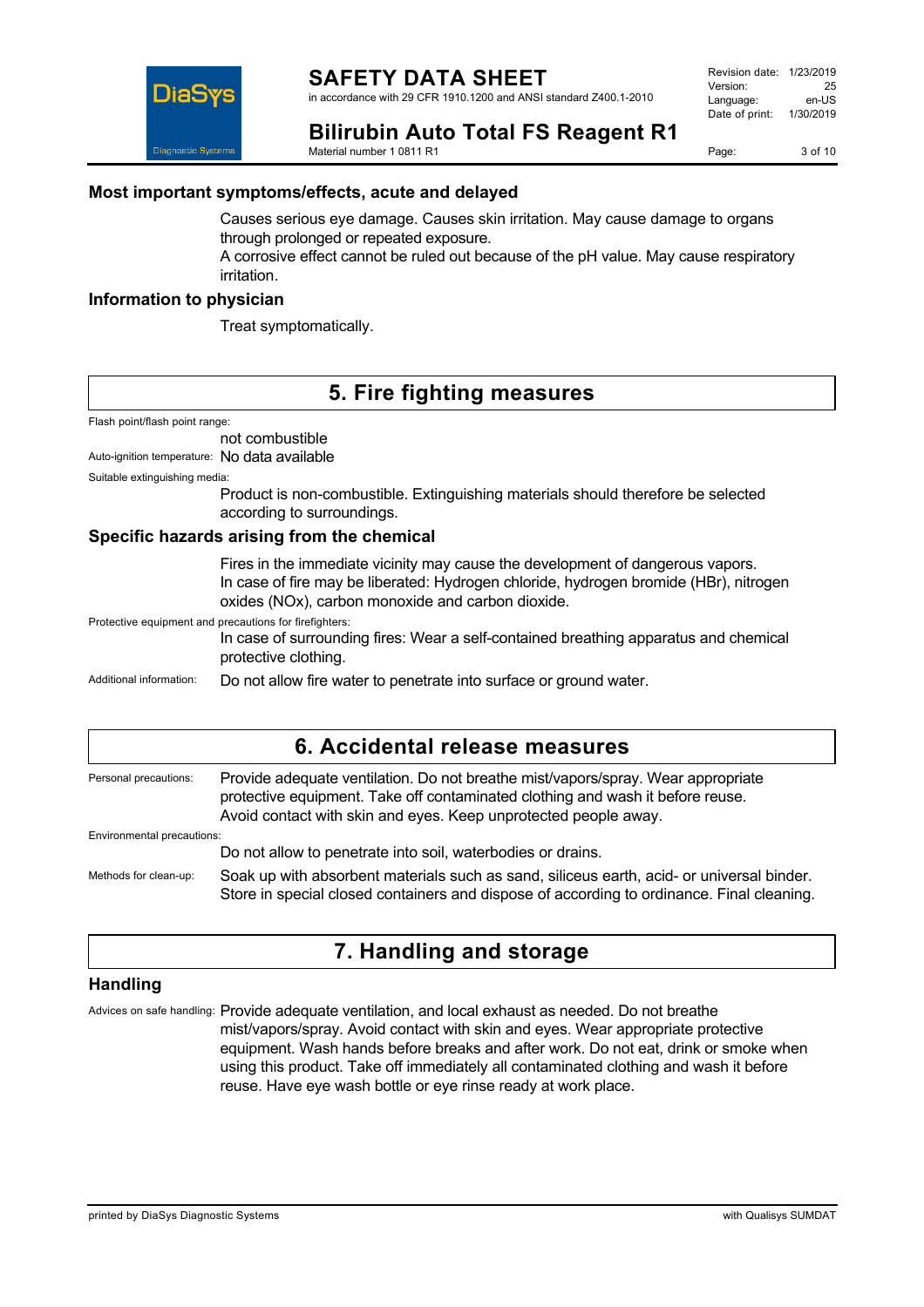### Most important symptoms/effects, acute and delayed

Causes serious eye damage. Causes skin irritation. May cause damage to organs through prolonged or repeated exposure.
A corrosive effect cannot be ruled out because of the pH value. May cause respiratory irritation.

### Information to physician

Treat symptomatically.

## 5. Fire fighting measures

Flash point/flash point range:

not combustible

Auto-ignition temperature: No data available

Suitable extinguishing media:

Product is non-combustible. Extinguishing materials should therefore be selected according to surroundings.

### Specific hazards arising from the chemical

Fires in the immediate vicinity may cause the development of dangerous vapors.
In case of fire may be liberated: Hydrogen chloride, hydrogen bromide (HBr), nitrogen oxides (NOx), carbon monoxide and carbon dioxide.

Protective equipment and precautions for firefighters:

In case of surrounding fires: Wear a self-contained breathing apparatus and chemical protective clothing.

Additional information: Do not allow fire water to penetrate into surface or ground water.

## 6. Accidental release measures

Personal precautions: Provide adequate ventilation. Do not breathe mist/vapors/spray. Wear appropriate protective equipment. Take off contaminated clothing and wash it before reuse. Avoid contact with skin and eyes. Keep unprotected people away.

Environmental precautions:

Do not allow to penetrate into soil, waterbodies or drains.

Methods for clean-up: Soak up with absorbent materials such as sand, siliceus earth, acid- or universal binder. Store in special closed containers and dispose of according to ordinance. Final cleaning.

## 7. Handling and storage

### Handling

Advices on safe handling: Provide adequate ventilation, and local exhaust as needed. Do not breathe mist/vapors/spray. Avoid contact with skin and eyes. Wear appropriate protective equipment. Wash hands before breaks and after work. Do not eat, drink or smoke when using this product. Take off immediately all contaminated clothing and wash it before reuse. Have eye wash bottle or eye rinse ready at work place.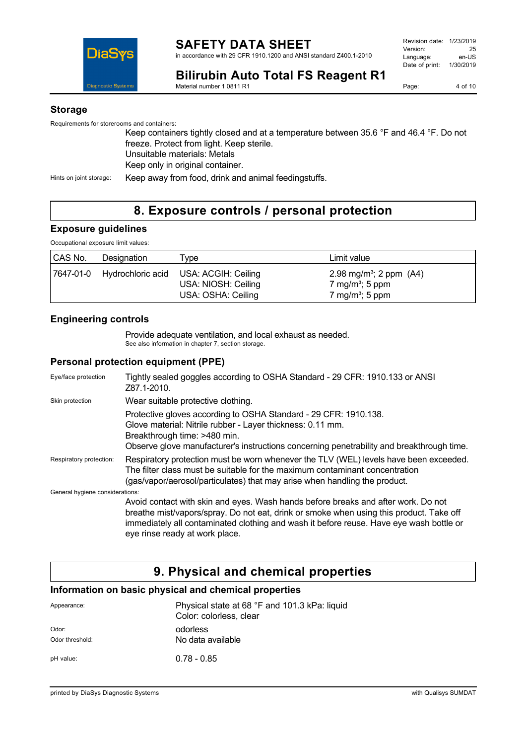## Storage

Requirements for storerooms and containers:

Keep containers tightly closed and at a temperature between 35.6 °F and 46.4 °F. Do not freeze. Protect from light. Keep sterile.
Unsuitable materials: Metals
Keep only in original container.

Hints on joint storage: Keep away from food, drink and animal feedingstuffs.

# 8. Exposure controls / personal protection

## Exposure guidelines

Occupational exposure limit values:

| CAS No. | Designation | Type | Limit value |
|---|---|---|---|
| 7647-01-0 | Hydrochloric acid | USA: ACGIH: Ceiling<br>USA: NIOSH: Ceiling<br>USA: OSHA: Ceiling | 2.98 mg/m³; 2 ppm (A4)<br>7 mg/m³; 5 ppm<br>7 mg/m³; 5 ppm |

## Engineering controls

Provide adequate ventilation, and local exhaust as needed.
See also information in chapter 7, section storage.

## Personal protection equipment (PPE)

Eye/face protection: Tightly sealed goggles according to OSHA Standard - 29 CFR: 1910.133 or ANSI Z87.1-2010.

Skin protection: Wear suitable protective clothing.

Protective gloves according to OSHA Standard - 29 CFR: 1910.138.
Glove material: Nitrile rubber - Layer thickness: 0.11 mm.
Breakthrough time: >480 min.
Observe glove manufacturer's instructions concerning penetrability and breakthrough time.

Respiratory protection: Respiratory protection must be worn whenever the TLV (WEL) levels have been exceeded. The filter class must be suitable for the maximum contaminant concentration (gas/vapor/aerosol/particulates) that may arise when handling the product.

General hygiene considerations:

Avoid contact with skin and eyes. Wash hands before breaks and after work. Do not breathe mist/vapors/spray. Do not eat, drink or smoke when using this product. Take off immediately all contaminated clothing and wash it before reuse. Have eye wash bottle or eye rinse ready at work place.

# 9. Physical and chemical properties

## Information on basic physical and chemical properties

Appearance: Physical state at 68 °F and 101.3 kPa: liquid
Color: colorless, clear

Odor: odorless

Odor threshold: No data available

pH value: 0.78 - 0.85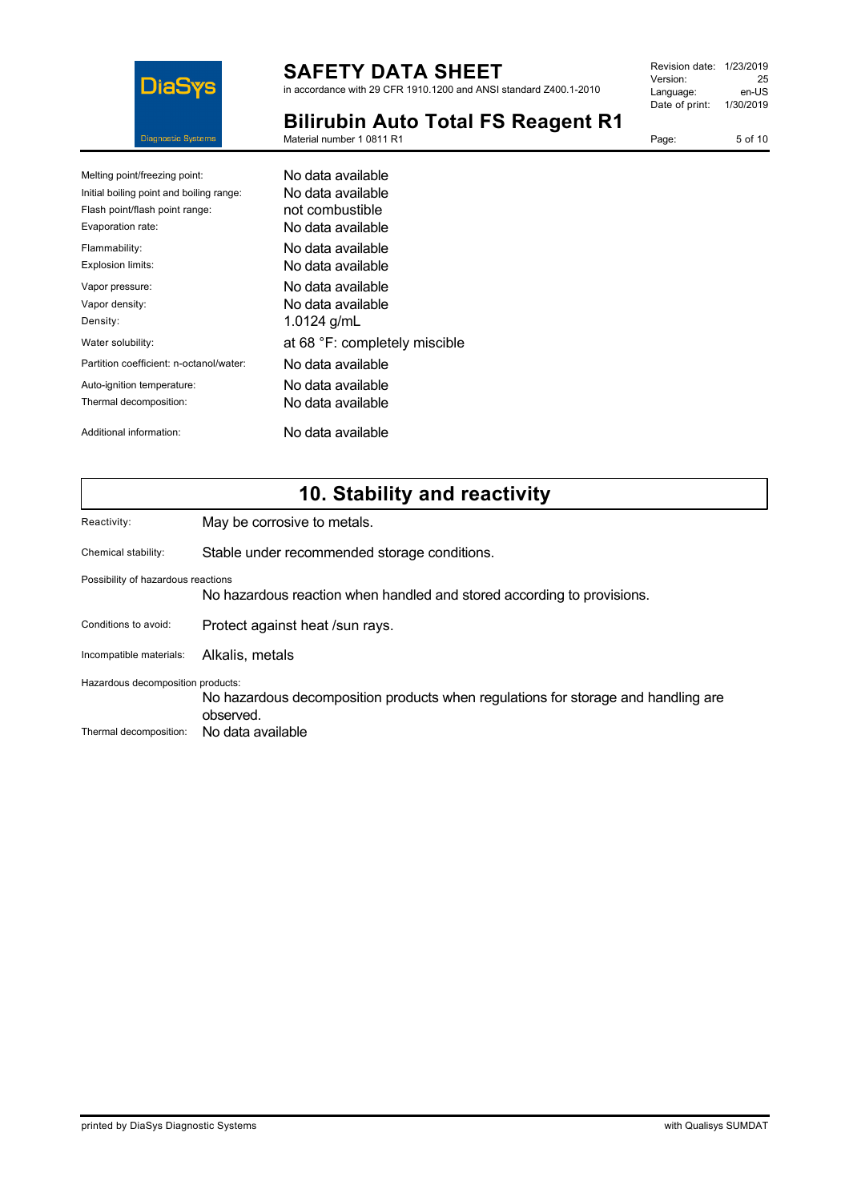| | |
|---|---|
| Melting point/freezing point: | No data available |
| Initial boiling point and boiling range: | No data available |
| Flash point/flash point range: | not combustible |
| Evaporation rate: | No data available |
| Flammability: | No data available |
| Explosion limits: | No data available |
| Vapor pressure: | No data available |
| Vapor density: | No data available |
| Density: | 1.0124 g/mL |
| Water solubility: | at 68 °F: completely miscible |
| Partition coefficient: n-octanol/water: | No data available |
| Auto-ignition temperature: | No data available |
| Thermal decomposition: | No data available |
| Additional information: | No data available |

## 10. Stability and reactivity

Reactivity: May be corrosive to metals.

Chemical stability: Stable under recommended storage conditions.

Possibility of hazardous reactions

No hazardous reaction when handled and stored according to provisions.

Conditions to avoid: Protect against heat /sun rays.

Incompatible materials: Alkalis, metals

Hazardous decomposition products:

No hazardous decomposition products when regulations for storage and handling are observed.

Thermal decomposition: No data available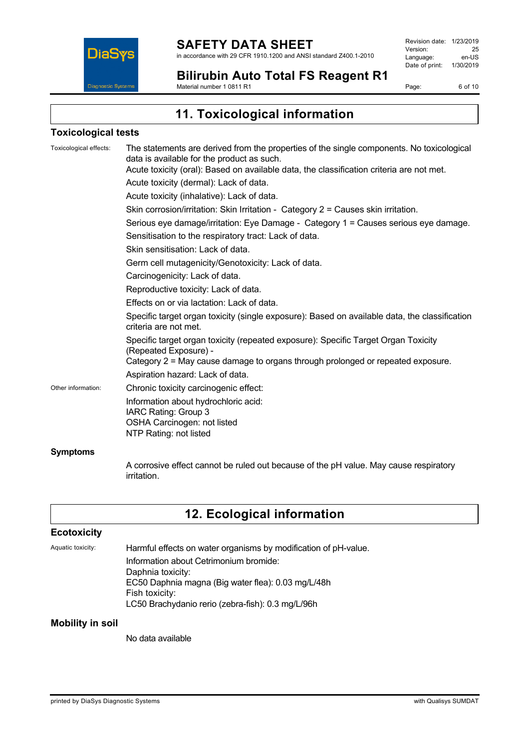## 11. Toxicological information

### Toxicological tests

**Toxicological effects:**

The statements are derived from the properties of the single components. No toxicological data is available for the product as such.

Acute toxicity (oral): Based on available data, the classification criteria are not met.

Acute toxicity (dermal): Lack of data.

Acute toxicity (inhalative): Lack of data.

Skin corrosion/irritation: Skin Irritation - Category 2 = Causes skin irritation.

Serious eye damage/irritation: Eye Damage - Category 1 = Causes serious eye damage.

Sensitisation to the respiratory tract: Lack of data.

Skin sensitisation: Lack of data.

Germ cell mutagenicity/Genotoxicity: Lack of data.

Carcinogenicity: Lack of data.

Reproductive toxicity: Lack of data.

Effects on or via lactation: Lack of data.

Specific target organ toxicity (single exposure): Based on available data, the classification criteria are not met.

Specific target organ toxicity (repeated exposure): Specific Target Organ Toxicity (Repeated Exposure) -
Category 2 = May cause damage to organs through prolonged or repeated exposure.

Aspiration hazard: Lack of data.

**Other information:**

Chronic toxicity carcinogenic effect:

Information about hydrochloric acid:
IARC Rating: Group 3
OSHA Carcinogen: not listed
NTP Rating: not listed

### Symptoms

A corrosive effect cannot be ruled out because of the pH value. May cause respiratory irritation.

## 12. Ecological information

### Ecotoxicity

**Aquatic toxicity:**

Harmful effects on water organisms by modification of pH-value.

Information about Cetrimonium bromide:
Daphnia toxicity:
EC50 Daphnia magna (Big water flea): 0.03 mg/L/48h
Fish toxicity:
LC50 Brachydanio rerio (zebra-fish): 0.3 mg/L/96h

### Mobility in soil

No data available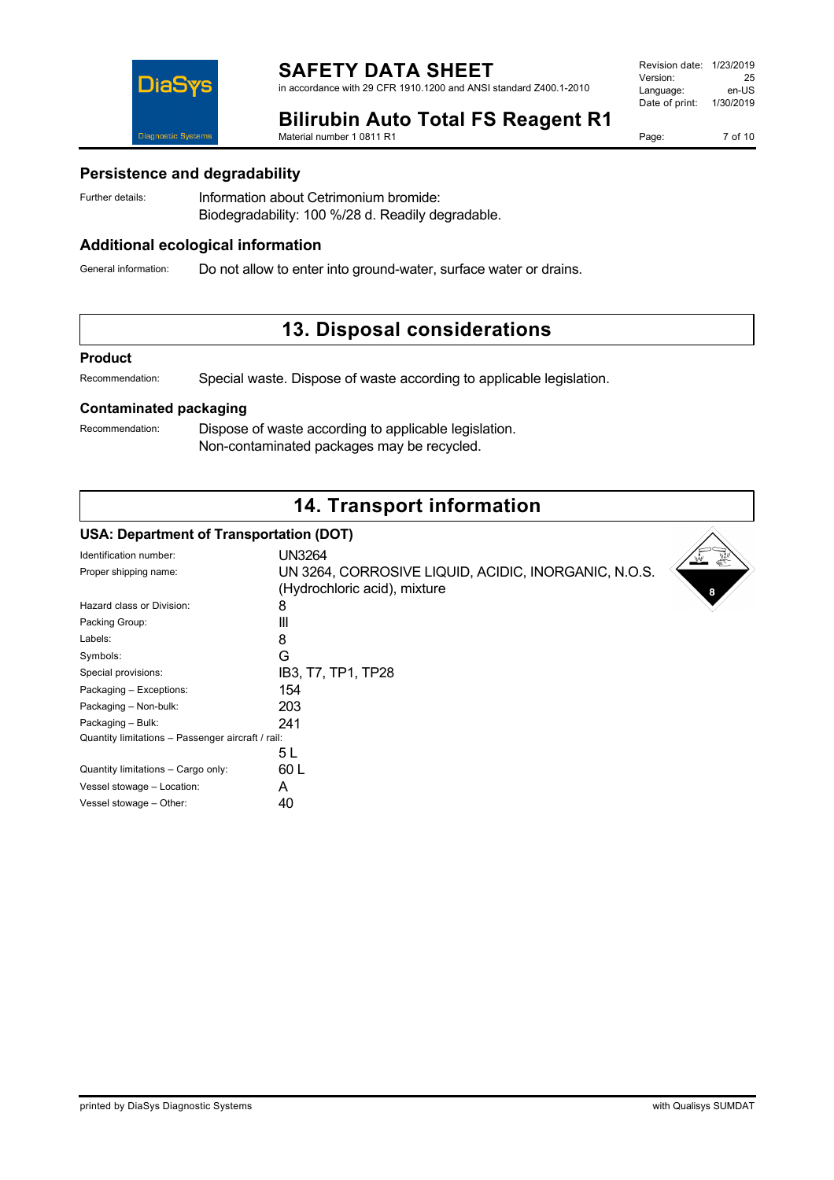### Persistence and degradability

Further details: Information about Cetrimonium bromide:
Biodegradability: 100 %/28 d. Readily degradable.

### Additional ecological information

General information: Do not allow to enter into ground-water, surface water or drains.

## 13. Disposal considerations

### Product

Recommendation: Special waste. Dispose of waste according to applicable legislation.

### Contaminated packaging

Recommendation: Dispose of waste according to applicable legislation.
Non-contaminated packages may be recycled.

## 14. Transport information

### USA: Department of Transportation (DOT)

| | |
|---|---|
| Identification number: | UN3264 |
| Proper shipping name: | UN 3264, CORROSIVE LIQUID, ACIDIC, INORGANIC, N.O.S. (Hydrochloric acid), mixture |
| Hazard class or Division: | 8 |
| Packing Group: | III |
| Labels: | 8 |
| Symbols: | G |
| Special provisions: | IB3, T7, TP1, TP28 |
| Packaging – Exceptions: | 154 |
| Packaging – Non-bulk: | 203 |
| Packaging – Bulk: | 241 |
| Quantity limitations – Passenger aircraft / rail: | 5 L |
| Quantity limitations – Cargo only: | 60 L |
| Vessel stowage – Location: | A |
| Vessel stowage – Other: | 40 |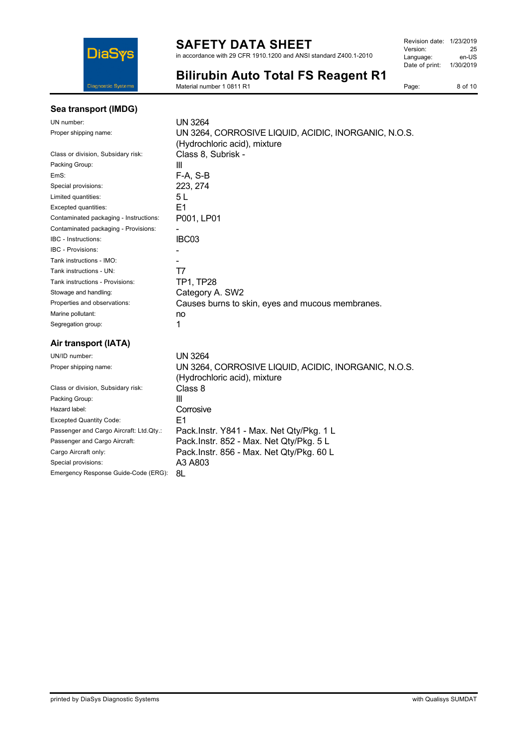### Sea transport (IMDG)

| | |
|---|---|
| UN number: | UN 3264 |
| Proper shipping name: | UN 3264, CORROSIVE LIQUID, ACIDIC, INORGANIC, N.O.S. (Hydrochloric acid), mixture |
| Class or division, Subsidary risk: | Class 8, Subrisk - |
| Packing Group: | III |
| EmS: | F-A, S-B |
| Special provisions: | 223, 274 |
| Limited quantities: | 5 L |
| Excepted quantities: | E1 |
| Contaminated packaging - Instructions: | P001, LP01 |
| Contaminated packaging - Provisions: | - |
| IBC - Instructions: | IBC03 |
| IBC - Provisions: | - |
| Tank instructions - IMO: | - |
| Tank instructions - UN: | T7 |
| Tank instructions - Provisions: | TP1, TP28 |
| Stowage and handling: | Category A. SW2 |
| Properties and observations: | Causes burns to skin, eyes and mucous membranes. |
| Marine pollutant: | no |
| Segregation group: | 1 |

### Air transport (IATA)

| | |
|---|---|
| UN/ID number: | UN 3264 |
| Proper shipping name: | UN 3264, CORROSIVE LIQUID, ACIDIC, INORGANIC, N.O.S. (Hydrochloric acid), mixture |
| Class or division, Subsidary risk: | Class 8 |
| Packing Group: | III |
| Hazard label: | Corrosive |
| Excepted Quantity Code: | E1 |
| Passenger and Cargo Aircraft: Ltd.Qty.: | Pack.Instr. Y841 - Max. Net Qty/Pkg. 1 L |
| Passenger and Cargo Aircraft: | Pack.Instr. 852 - Max. Net Qty/Pkg. 5 L |
| Cargo Aircraft only: | Pack.Instr. 856 - Max. Net Qty/Pkg. 60 L |
| Special provisions: | A3 A803 |
| Emergency Response Guide-Code (ERG): | 8L |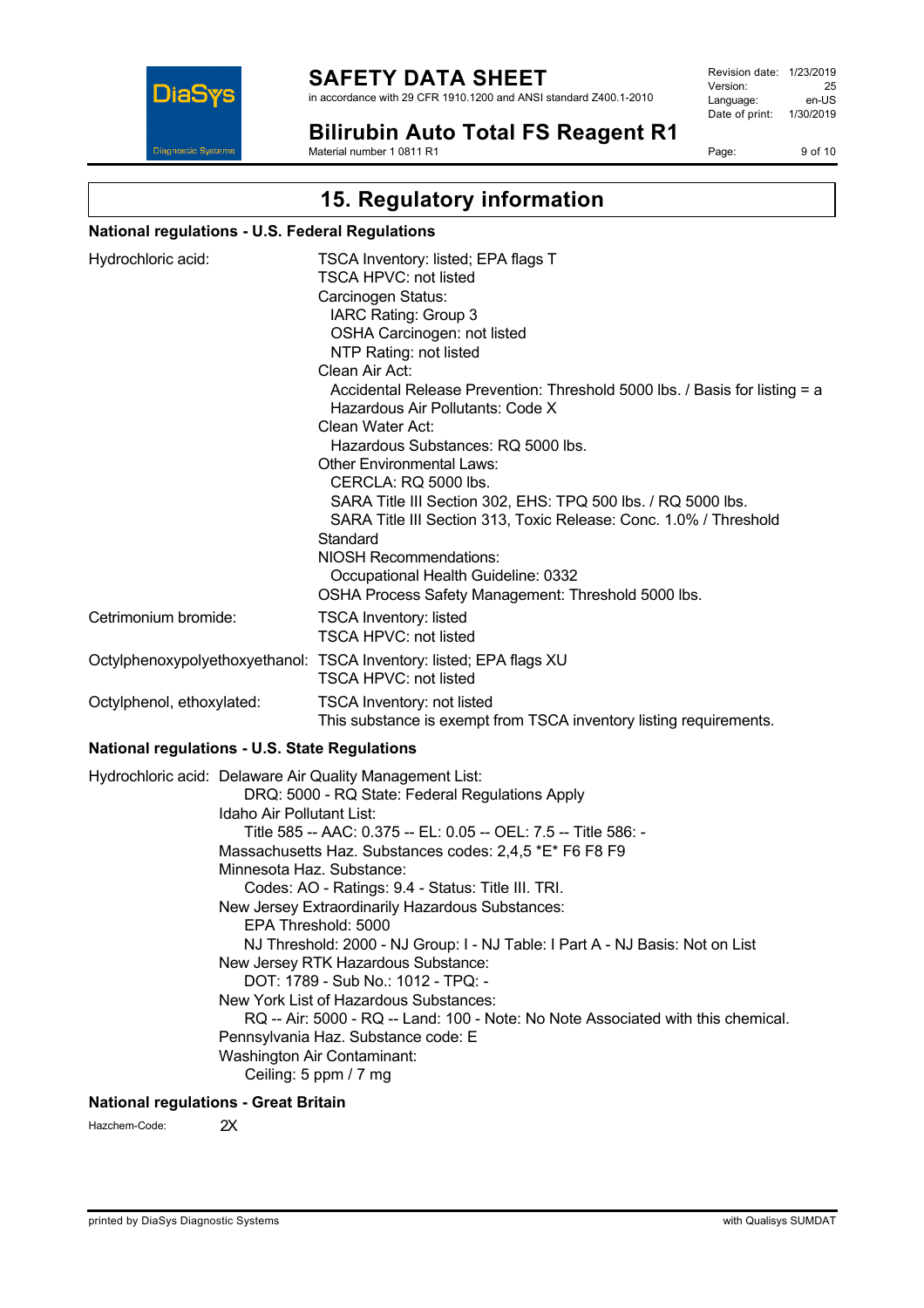## 15. Regulatory information

### National regulations - U.S. Federal Regulations

**Hydrochloric acid:**
TSCA Inventory: listed; EPA flags T
TSCA HPVC: not listed
Carcinogen Status:
- IARC Rating: Group 3
- OSHA Carcinogen: not listed
- NTP Rating: not listed

Clean Air Act:
- Accidental Release Prevention: Threshold 5000 lbs. / Basis for listing = a
- Hazardous Air Pollutants: Code X

Clean Water Act:
- Hazardous Substances: RQ 5000 lbs.

Other Environmental Laws:
- CERCLA: RQ 5000 lbs.
- SARA Title III Section 302, EHS: TPQ 500 lbs. / RQ 5000 lbs.
- SARA Title III Section 313, Toxic Release: Conc. 1.0% / Threshold Standard

NIOSH Recommendations:
- Occupational Health Guideline: 0332

OSHA Process Safety Management: Threshold 5000 lbs.

**Cetrimonium bromide:**
TSCA Inventory: listed
TSCA HPVC: not listed

**Octylphenoxypolyethoxyethanol:**
TSCA Inventory: listed; EPA flags XU
TSCA HPVC: not listed

**Octylphenol, ethoxylated:**
TSCA Inventory: not listed
This substance is exempt from TSCA inventory listing requirements.

### National regulations - U.S. State Regulations

**Hydrochloric acid:**
Delaware Air Quality Management List:
- DRQ: 5000 - RQ State: Federal Regulations Apply

Idaho Air Pollutant List:
- Title 585 -- AAC: 0.375 -- EL: 0.05 -- OEL: 7.5 -- Title 586: -

Massachusetts Haz. Substances codes: 2,4,5 *E* F6 F8 F9
Minnesota Haz. Substance:
- Codes: AO - Ratings: 9.4 - Status: Title III. TRI.

New Jersey Extraordinarily Hazardous Substances:
- EPA Threshold: 5000
- NJ Threshold: 2000 - NJ Group: I - NJ Table: I Part A - NJ Basis: Not on List

New Jersey RTK Hazardous Substance:
- DOT: 1789 - Sub No.: 1012 - TPQ: -

New York List of Hazardous Substances:
- RQ -- Air: 5000 - RQ -- Land: 100 - Note: No Note Associated with this chemical.

Pennsylvania Haz. Substance code: E
Washington Air Contaminant:
- Ceiling: 5 ppm / 7 mg

### National regulations - Great Britain

Hazchem-Code: 2X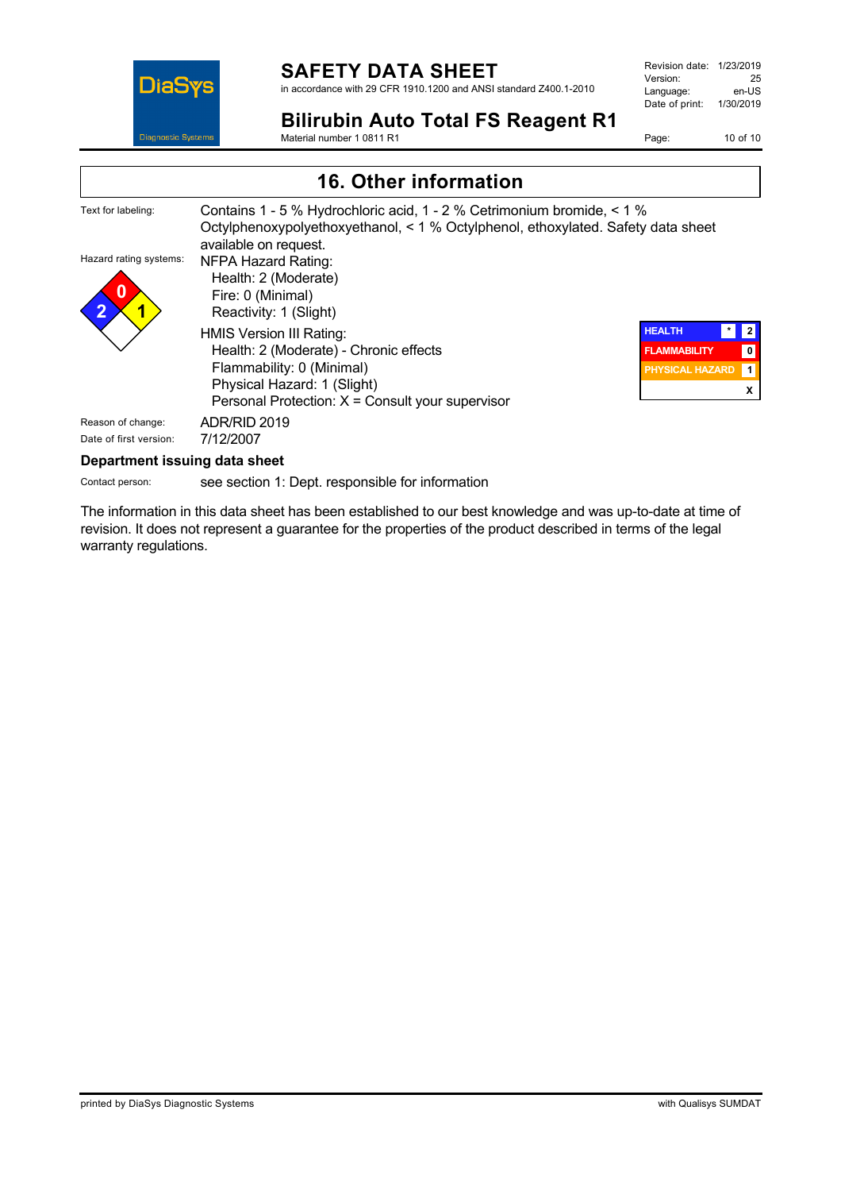## 16. Other information

Text for labeling: Contains 1 - 5 % Hydrochloric acid, 1 - 2 % Cetrimonium bromide, < 1 % Octylphenoxypolyethoxyethanol, < 1 % Octylphenol, ethoxylated. Safety data sheet available on request.

Hazard rating systems:

NFPA Hazard Rating:
- Health: 2 (Moderate)
- Fire: 0 (Minimal)
- Reactivity: 1 (Slight)

HMIS Version III Rating:
- Health: 2 (Moderate) - Chronic effects
- Flammability: 0 (Minimal)
- Physical Hazard: 1 (Slight)
- Personal Protection: X = Consult your supervisor

| | |
|---|---|
| HEALTH | * 2 |
| FLAMMABILITY | 0 |
| PHYSICAL HAZARD | 1 |
| | X |

Reason of change: ADR/RID 2019

Date of first version: 7/12/2007

### Department issuing data sheet

Contact person: see section 1: Dept. responsible for information

The information in this data sheet has been established to our best knowledge and was up-to-date at time of revision. It does not represent a guarantee for the properties of the product described in terms of the legal warranty regulations.